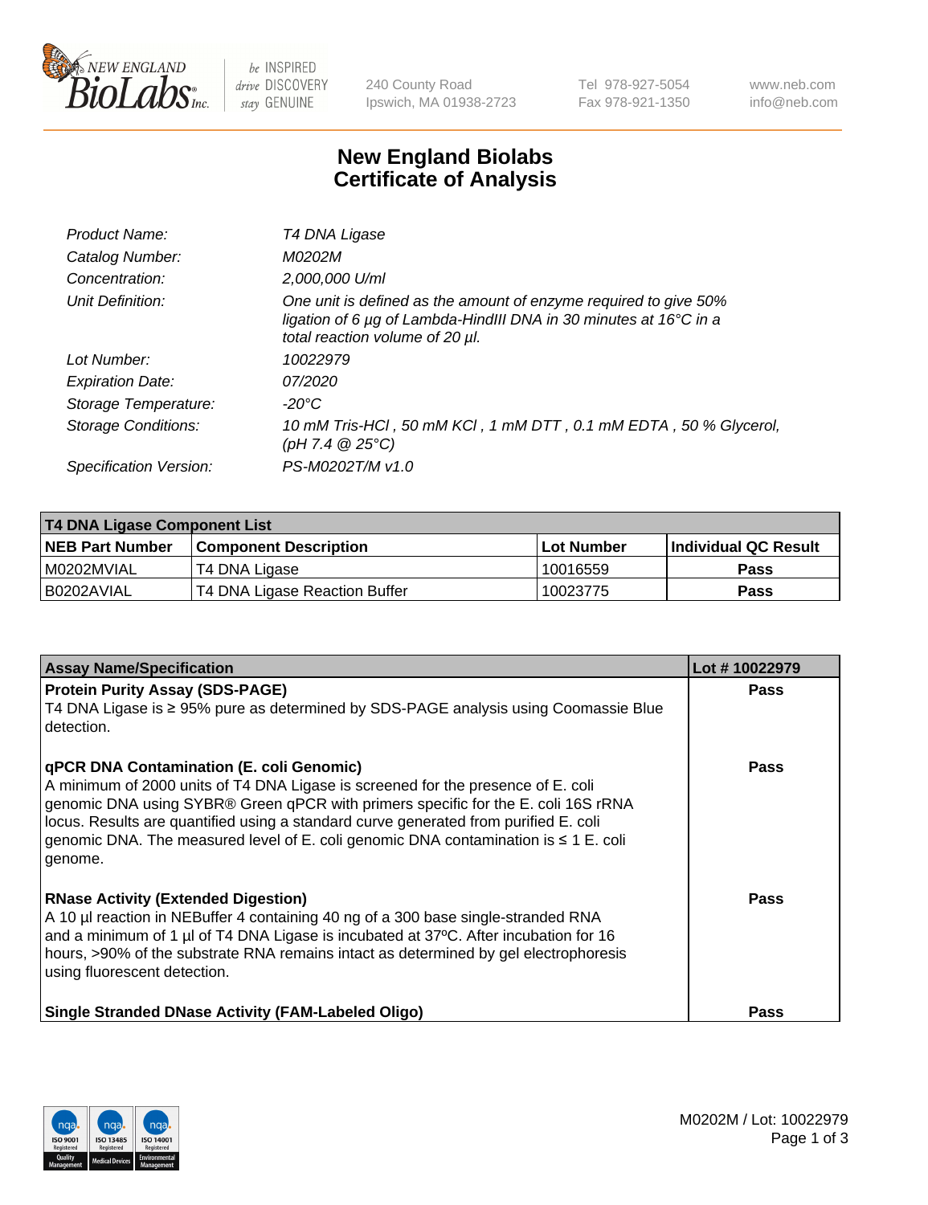# New England Biolabs Certificate of Analysis

| | |
|---|---|
| Product Name: | T4 DNA Ligase |
| Catalog Number: | M0202M |
| Concentration: | 2,000,000 U/ml |
| Unit Definition: | One unit is defined as the amount of enzyme required to give 50% ligation of 6 µg of Lambda-HindIII DNA in 30 minutes at 16°C in a total reaction volume of 20 µl. |
| Lot Number: | 10022979 |
| Expiration Date: | 07/2020 |
| Storage Temperature: | -20°C |
| Storage Conditions: | 10 mM Tris-HCl , 50 mM KCl , 1 mM DTT , 0.1 mM EDTA , 50 % Glycerol, (pH 7.4 @ 25°C) |
| Specification Version: | PS-M0202T/M v1.0 |

| T4 DNA Ligase Component List | | | |
|---|---|---|---|
| **NEB Part Number** | **Component Description** | **Lot Number** | **Individual QC Result** |
| M0202MVIAL | T4 DNA Ligase | 10016559 | Pass |
| B0202AVIAL | T4 DNA Ligase Reaction Buffer | 10023775 | Pass |

| Assay Name/Specification | Lot # 10022979 |
|---|---|
| **Protein Purity Assay (SDS-PAGE)**<br>T4 DNA Ligase is ≥ 95% pure as determined by SDS-PAGE analysis using Coomassie Blue detection. | Pass |
| **qPCR DNA Contamination (E. coli Genomic)**<br>A minimum of 2000 units of T4 DNA Ligase is screened for the presence of E. coli genomic DNA using SYBR® Green qPCR with primers specific for the E. coli 16S rRNA locus. Results are quantified using a standard curve generated from purified E. coli genomic DNA. The measured level of E. coli genomic DNA contamination is ≤ 1 E. coli genome. | Pass |
| **RNase Activity (Extended Digestion)**<br>A 10 µl reaction in NEBuffer 4 containing 40 ng of a 300 base single-stranded RNA and a minimum of 1 µl of T4 DNA Ligase is incubated at 37ºC. After incubation for 16 hours, >90% of the substrate RNA remains intact as determined by gel electrophoresis using fluorescent detection. | Pass |
| **Single Stranded DNase Activity (FAM-Labeled Oligo)** | Pass |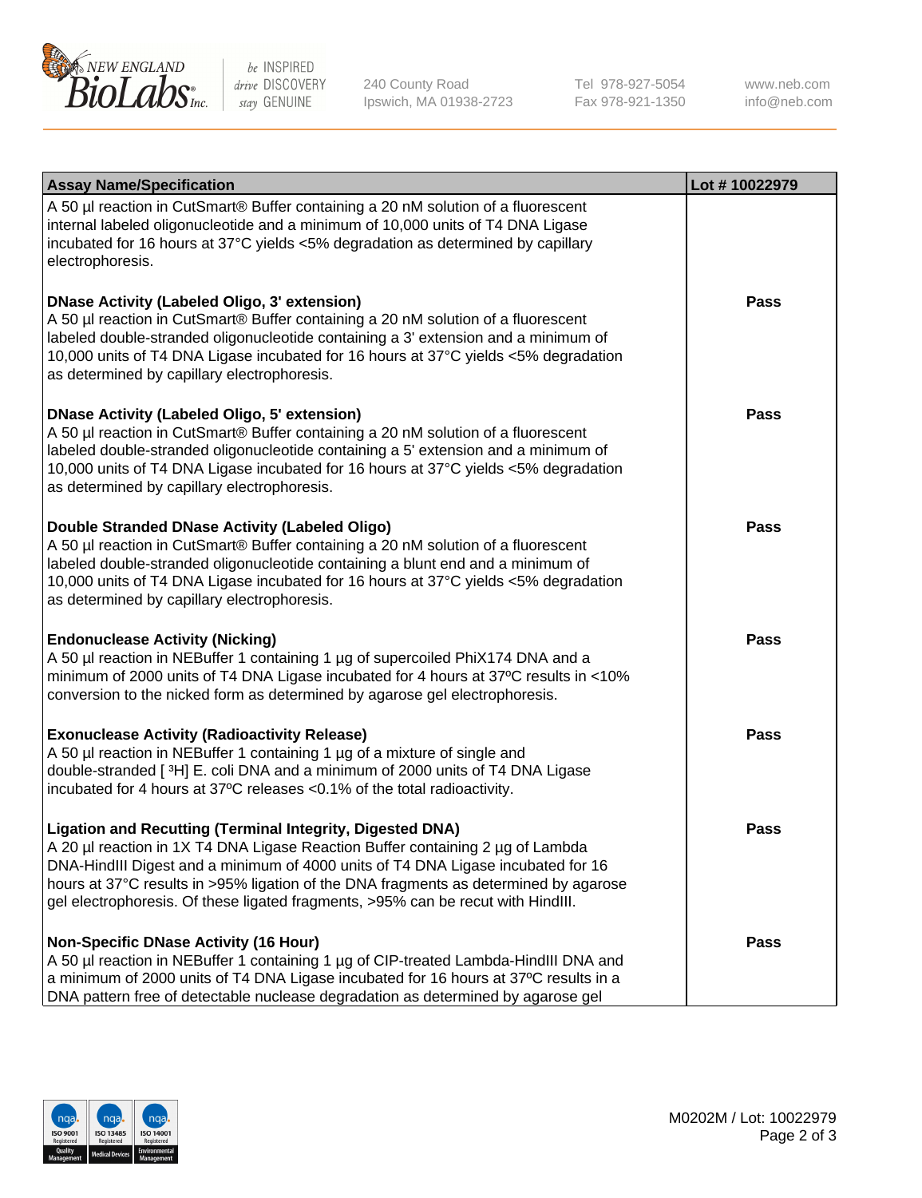| Assay Name/Specification | Lot # 10022979 |
| --- | --- |
| A 50 µl reaction in CutSmart® Buffer containing a 20 nM solution of a fluorescent internal labeled oligonucleotide and a minimum of 10,000 units of T4 DNA Ligase incubated for 16 hours at 37°C yields <5% degradation as determined by capillary electrophoresis. | |
| **DNase Activity (Labeled Oligo, 3' extension)**<br>A 50 µl reaction in CutSmart® Buffer containing a 20 nM solution of a fluorescent labeled double-stranded oligonucleotide containing a 3' extension and a minimum of 10,000 units of T4 DNA Ligase incubated for 16 hours at 37°C yields <5% degradation as determined by capillary electrophoresis. | Pass |
| **DNase Activity (Labeled Oligo, 5' extension)**<br>A 50 µl reaction in CutSmart® Buffer containing a 20 nM solution of a fluorescent labeled double-stranded oligonucleotide containing a 5' extension and a minimum of 10,000 units of T4 DNA Ligase incubated for 16 hours at 37°C yields <5% degradation as determined by capillary electrophoresis. | Pass |
| **Double Stranded DNase Activity (Labeled Oligo)**<br>A 50 µl reaction in CutSmart® Buffer containing a 20 nM solution of a fluorescent labeled double-stranded oligonucleotide containing a blunt end and a minimum of 10,000 units of T4 DNA Ligase incubated for 16 hours at 37°C yields <5% degradation as determined by capillary electrophoresis. | Pass |
| **Endonuclease Activity (Nicking)**<br>A 50 µl reaction in NEBuffer 1 containing 1 µg of supercoiled PhiX174 DNA and a minimum of 2000 units of T4 DNA Ligase incubated for 4 hours at 37ºC results in <10% conversion to the nicked form as determined by agarose gel electrophoresis. | Pass |
| **Exonuclease Activity (Radioactivity Release)**<br>A 50 µl reaction in NEBuffer 1 containing 1 µg of a mixture of single and double-stranded [ $^3$H] E. coli DNA and a minimum of 2000 units of T4 DNA Ligase incubated for 4 hours at 37ºC releases <0.1% of the total radioactivity. | Pass |
| **Ligation and Recutting (Terminal Integrity, Digested DNA)**<br>A 20 µl reaction in 1X T4 DNA Ligase Reaction Buffer containing 2 µg of Lambda DNA-HindIII Digest and a minimum of 4000 units of T4 DNA Ligase incubated for 16 hours at 37°C results in >95% ligation of the DNA fragments as determined by agarose gel electrophoresis. Of these ligated fragments, >95% can be recut with HindIII. | Pass |
| **Non-Specific DNase Activity (16 Hour)**<br>A 50 µl reaction in NEBuffer 1 containing 1 µg of CIP-treated Lambda-HindIII DNA and a minimum of 2000 units of T4 DNA Ligase incubated for 16 hours at 37ºC results in a DNA pattern free of detectable nuclease degradation as determined by agarose gel | Pass |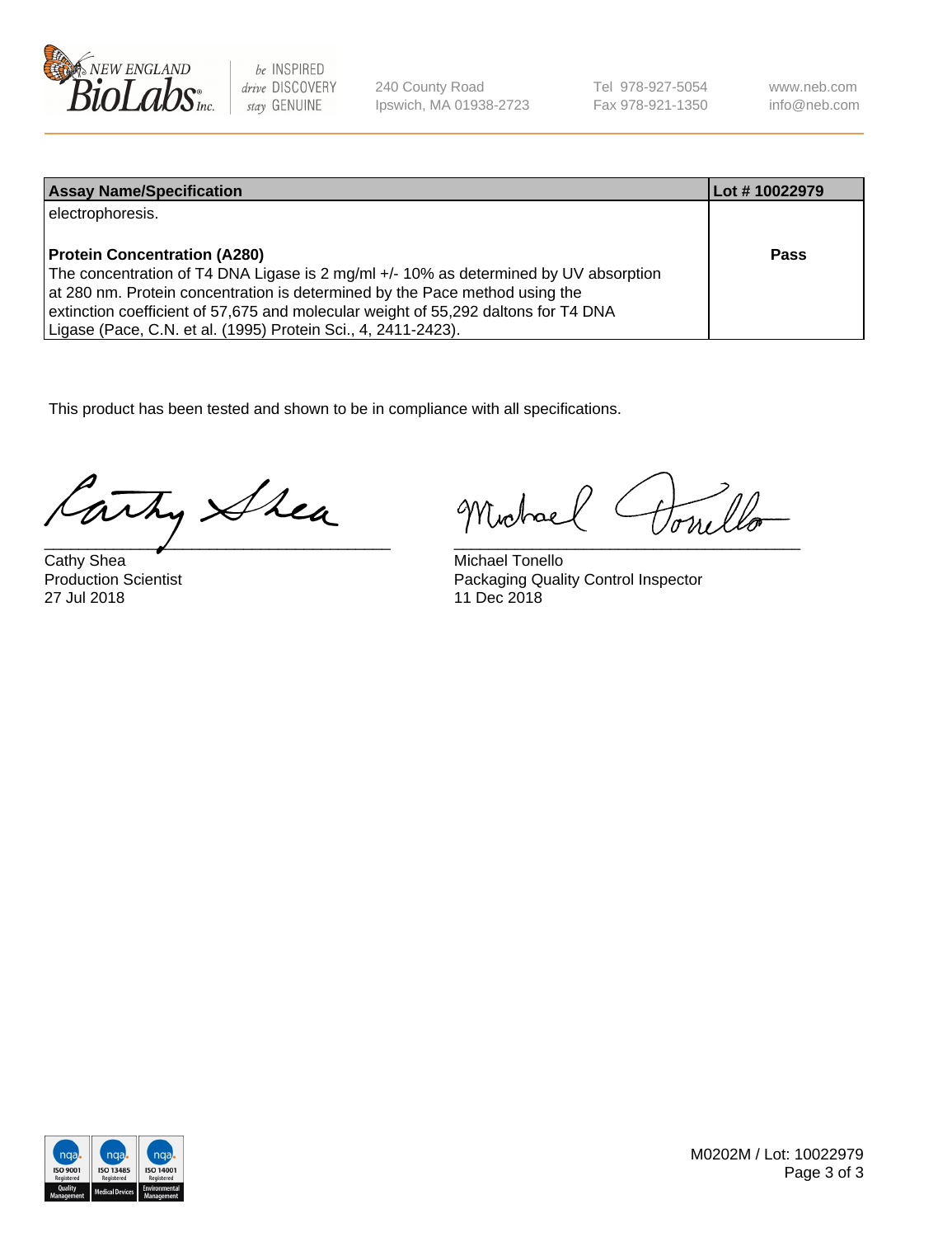| Assay Name/Specification | Lot # 10022979 |
|---|---|
| electrophoresis. | |
| **Protein Concentration (A280)**<br>The concentration of T4 DNA Ligase is 2 mg/ml +/- 10% as determined by UV absorption at 280 nm. Protein concentration is determined by the Pace method using the extinction coefficient of 57,675 and molecular weight of 55,292 daltons for T4 DNA Ligase (Pace, C.N. et al. (1995) Protein Sci., 4, 2411-2423). | **Pass** |

This product has been tested and shown to be in compliance with all specifications.

Cathy Shea
Production Scientist
27 Jul 2018

Michael Tonello
Packaging Quality Control Inspector
11 Dec 2018

M0202M / Lot: 10022979